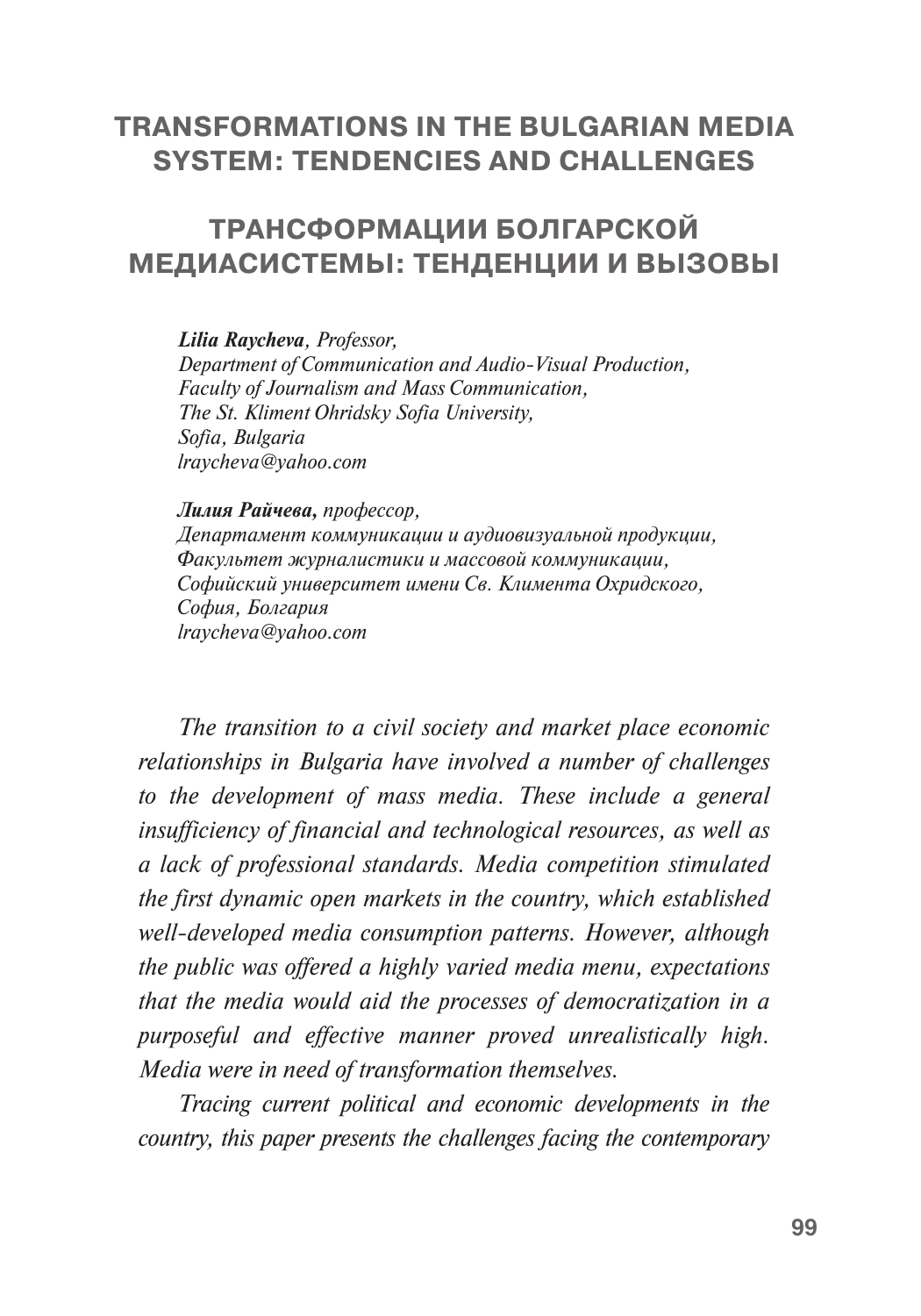# TRANSFORMATIONS IN THE BULGARIAN MEDIA SYSTEM: TENDENCIES AND CHALLENGES

# ТРАНСФОРМАЦИИ БОЛГАРСКОЙ МЕДИАСИСТЕМЫ: ТЕНДЕНЦИИ И ВЫЗОВЫ

***Lilia Raycheva**, Professor,*
*Department of Communication and Audio-Visual Production,*
*Faculty of Journalism and Mass Communication,*
*The St. Kliment Ohridsky Sofia University,*
*Sofia, Bulgaria*
*lraycheva@yahoo.com*

***Лилия Райчева,** профессор,*
*Департамент коммуникации и аудиовизуальной продукции,*
*Факультет журналистики и массовой коммуникации,*
*Софийский университет имени Св. Климента Охридского,*
*София, Болгария*
*lraycheva@yahoo.com*

*The transition to a civil society and market place economic relationships in Bulgaria have involved a number of challenges to the development of mass media. These include a general insufficiency of financial and technological resources, as well as a lack of professional standards. Media competition stimulated the first dynamic open markets in the country, which established well-developed media consumption patterns. However, although the public was offered a highly varied media menu, expectations that the media would aid the processes of democratization in a purposeful and effective manner proved unrealistically high. Media were in need of transformation themselves.*

*Tracing current political and economic developments in the country, this paper presents the challenges facing the contemporary*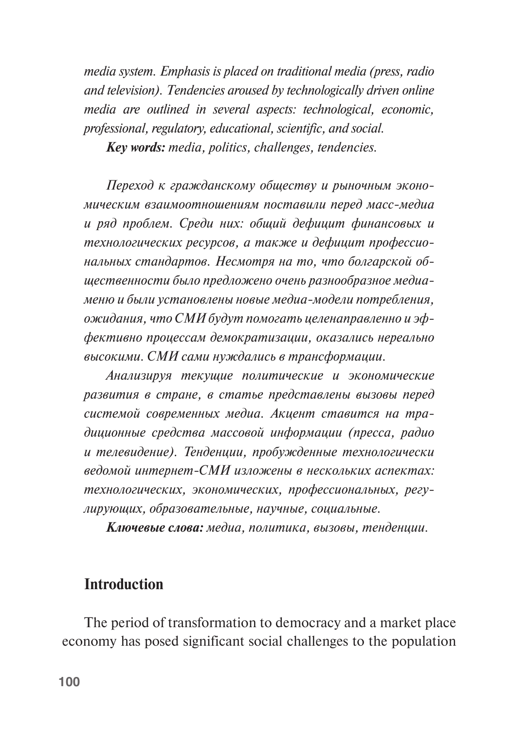*media system. Emphasis is placed on traditional media (press, radio and television). Tendencies aroused by technologically driven online media are outlined in several aspects: technological, economic, professional, regulatory, educational, scientific, and social.*

***Key words:** media, politics, challenges, tendencies.*

*Переход к гражданскому обществу и рыночным экономическим взаимоотношениям поставили перед масс-медиа и ряд проблем. Среди них: общий дефицит финансовых и технологических ресурсов, а также и дефицит профессиональных стандартов. Несмотря на то, что болгарской общественности было предложено очень разнообразное медиаменю и были установлены новые медиа-модели потребления, ожидания, что СМИ будут помогать целенаправленно и эффективно процессам демократизации, оказались нереально высокими. СМИ сами нуждались в трансформации.*

*Анализируя текущие политические и экономические развития в стране, в статье представлены вызовы перед системой современных медиа. Акцент ставится на традиционные средства массовой информации (пресса, радио и телевидение). Тенденции, пробужденные технологически ведомой интернет-СМИ изложены в нескольких аспектах: технологических, экономических, профессиональных, регулирующих, образовательные, научные, социальные.*

***Ключевые слова:** медиа, политика, вызовы, тенденции.*

## Introduction

The period of transformation to democracy and a market place economy has posed significant social challenges to the population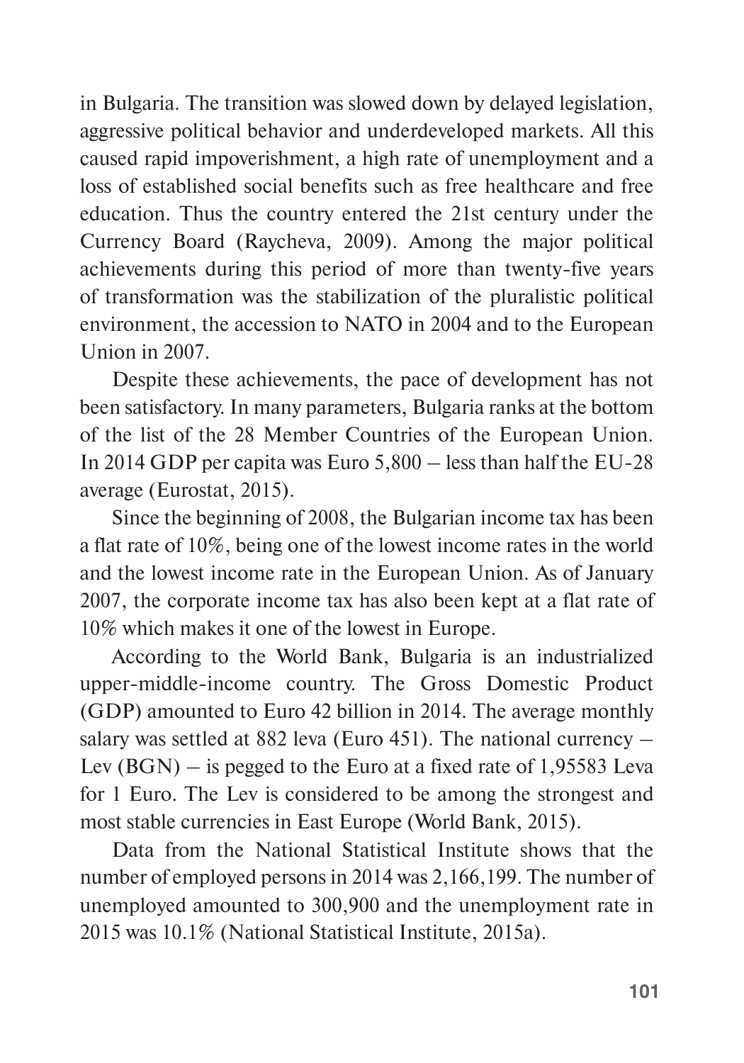in Bulgaria. The transition was slowed down by delayed legislation, aggressive political behavior and underdeveloped markets. All this caused rapid impoverishment, a high rate of unemployment and a loss of established social benefits such as free healthcare and free education. Thus the country entered the 21st century under the Currency Board (Raycheva, 2009). Among the major political achievements during this period of more than twenty-five years of transformation was the stabilization of the pluralistic political environment, the accession to NATO in 2004 and to the European Union in 2007.

Despite these achievements, the pace of development has not been satisfactory. In many parameters, Bulgaria ranks at the bottom of the list of the 28 Member Countries of the European Union. In 2014 GDP per capita was Euro 5,800 – less than half the EU-28 average (Eurostat, 2015).

Since the beginning of 2008, the Bulgarian income tax has been a flat rate of 10%, being one of the lowest income rates in the world and the lowest income rate in the European Union. As of January 2007, the corporate income tax has also been kept at a flat rate of 10% which makes it one of the lowest in Europe.

According to the World Bank, Bulgaria is an industrialized upper-middle-income country. The Gross Domestic Product (GDP) amounted to Euro 42 billion in 2014. The average monthly salary was settled at 882 leva (Euro 451). The national currency – Lev (BGN) – is pegged to the Euro at a fixed rate of 1,95583 Leva for 1 Euro. The Lev is considered to be among the strongest and most stable currencies in East Europe (World Bank, 2015).

Data from the National Statistical Institute shows that the number of employed persons in 2014 was 2,166,199. The number of unemployed amounted to 300,900 and the unemployment rate in 2015 was 10.1% (National Statistical Institute, 2015a).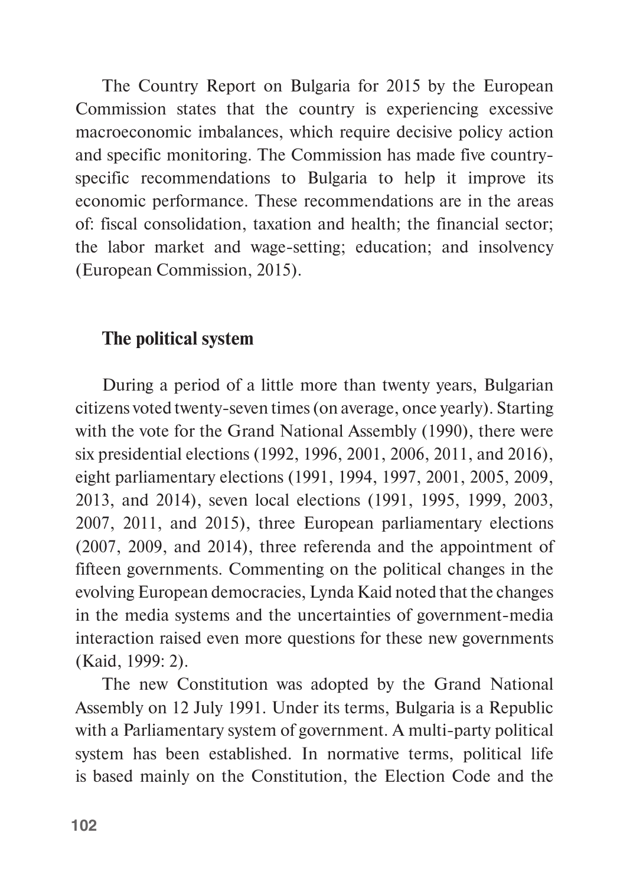The Country Report on Bulgaria for 2015 by the European Commission states that the country is experiencing excessive macroeconomic imbalances, which require decisive policy action and specific monitoring. The Commission has made five country-specific recommendations to Bulgaria to help it improve its economic performance. These recommendations are in the areas of: fiscal consolidation, taxation and health; the financial sector; the labor market and wage-setting; education; and insolvency (European Commission, 2015).

## The political system

During a period of a little more than twenty years, Bulgarian citizens voted twenty-seven times (on average, once yearly). Starting with the vote for the Grand National Assembly (1990), there were six presidential elections (1992, 1996, 2001, 2006, 2011, and 2016), eight parliamentary elections (1991, 1994, 1997, 2001, 2005, 2009, 2013, and 2014), seven local elections (1991, 1995, 1999, 2003, 2007, 2011, and 2015), three European parliamentary elections (2007, 2009, and 2014), three referenda and the appointment of fifteen governments. Commenting on the political changes in the evolving European democracies, Lynda Kaid noted that the changes in the media systems and the uncertainties of government-media interaction raised even more questions for these new governments (Kaid, 1999: 2).

The new Constitution was adopted by the Grand National Assembly on 12 July 1991. Under its terms, Bulgaria is a Republic with a Parliamentary system of government. A multi-party political system has been established. In normative terms, political life is based mainly on the Constitution, the Election Code and the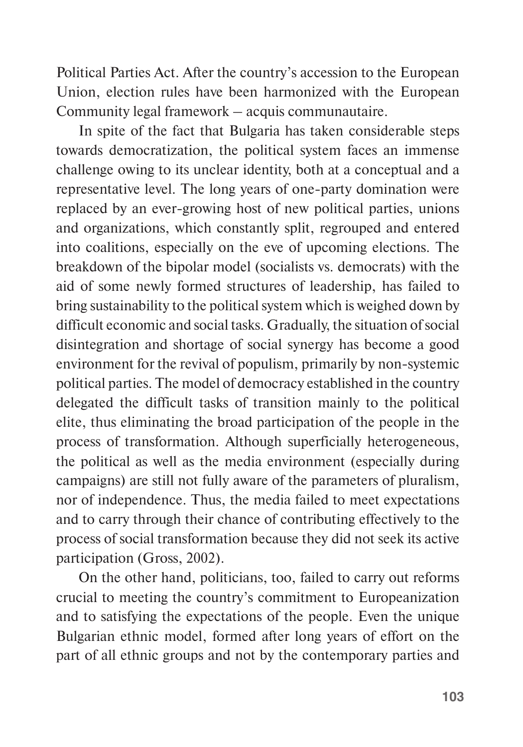Political Parties Act. After the country's accession to the European Union, election rules have been harmonized with the European Community legal framework – acquis communautaire.

In spite of the fact that Bulgaria has taken considerable steps towards democratization, the political system faces an immense challenge owing to its unclear identity, both at a conceptual and a representative level. The long years of one-party domination were replaced by an ever-growing host of new political parties, unions and organizations, which constantly split, regrouped and entered into coalitions, especially on the eve of upcoming elections. The breakdown of the bipolar model (socialists vs. democrats) with the aid of some newly formed structures of leadership, has failed to bring sustainability to the political system which is weighed down by difficult economic and social tasks. Gradually, the situation of social disintegration and shortage of social synergy has become a good environment for the revival of populism, primarily by non-systemic political parties. The model of democracy established in the country delegated the difficult tasks of transition mainly to the political elite, thus eliminating the broad participation of the people in the process of transformation. Although superficially heterogeneous, the political as well as the media environment (especially during campaigns) are still not fully aware of the parameters of pluralism, nor of independence. Thus, the media failed to meet expectations and to carry through their chance of contributing effectively to the process of social transformation because they did not seek its active participation (Gross, 2002).

On the other hand, politicians, too, failed to carry out reforms crucial to meeting the country's commitment to Europeanization and to satisfying the expectations of the people. Even the unique Bulgarian ethnic model, formed after long years of effort on the part of all ethnic groups and not by the contemporary parties and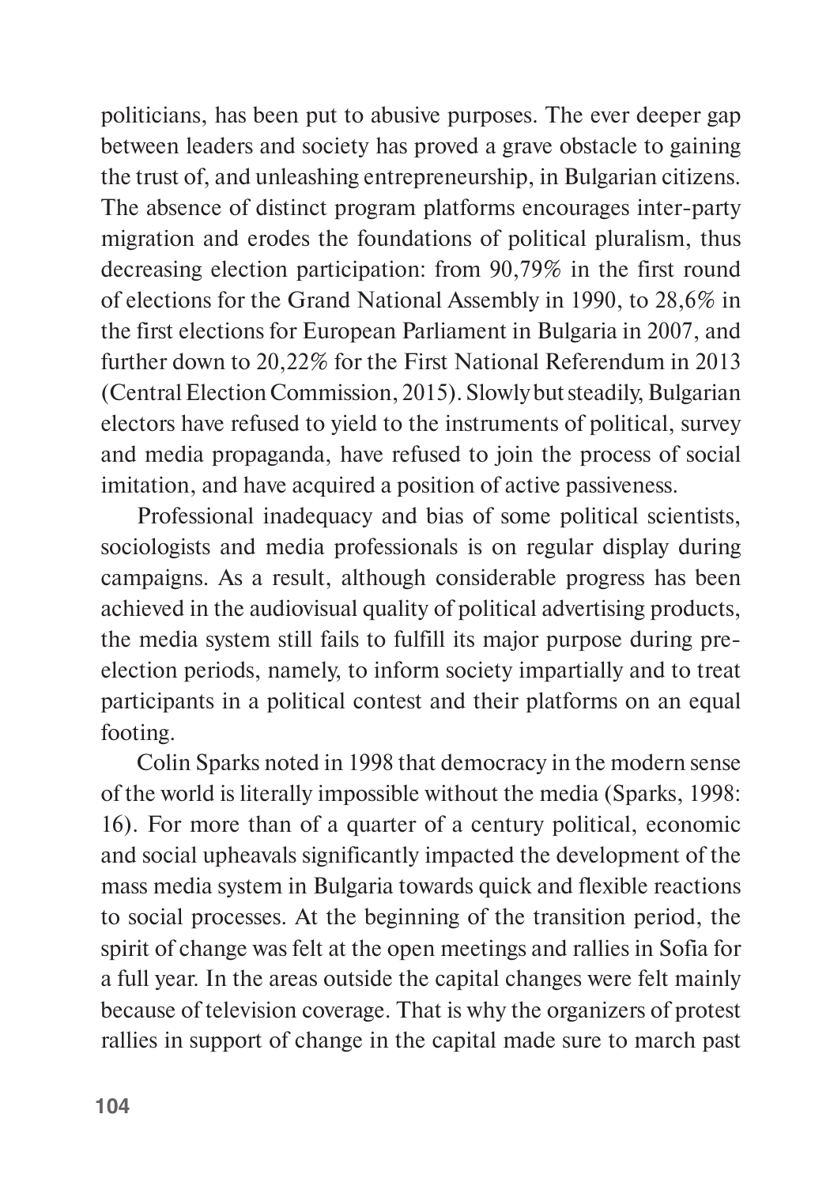politicians, has been put to abusive purposes. The ever deeper gap between leaders and society has proved a grave obstacle to gaining the trust of, and unleashing entrepreneurship, in Bulgarian citizens. The absence of distinct program platforms encourages inter-party migration and erodes the foundations of political pluralism, thus decreasing election participation: from 90,79% in the first round of elections for the Grand National Assembly in 1990, to 28,6% in the first elections for European Parliament in Bulgaria in 2007, and further down to 20,22% for the First National Referendum in 2013 (Central Election Commission, 2015). Slowly but steadily, Bulgarian electors have refused to yield to the instruments of political, survey and media propaganda, have refused to join the process of social imitation, and have acquired a position of active passiveness.

Professional inadequacy and bias of some political scientists, sociologists and media professionals is on regular display during campaigns. As a result, although considerable progress has been achieved in the audiovisual quality of political advertising products, the media system still fails to fulfill its major purpose during pre-election periods, namely, to inform society impartially and to treat participants in a political contest and their platforms on an equal footing.

Colin Sparks noted in 1998 that democracy in the modern sense of the world is literally impossible without the media (Sparks, 1998: 16). For more than of a quarter of a century political, economic and social upheavals significantly impacted the development of the mass media system in Bulgaria towards quick and flexible reactions to social processes. At the beginning of the transition period, the spirit of change was felt at the open meetings and rallies in Sofia for a full year. In the areas outside the capital changes were felt mainly because of television coverage. That is why the organizers of protest rallies in support of change in the capital made sure to march past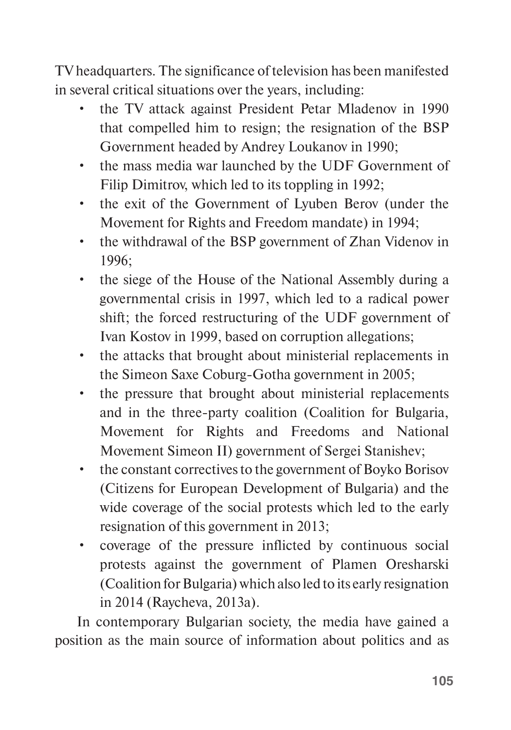TV headquarters. The significance of television has been manifested in several critical situations over the years, including:

- the TV attack against President Petar Mladenov in 1990 that compelled him to resign; the resignation of the BSP Government headed by Andrey Loukanov in 1990;
- the mass media war launched by the UDF Government of Filip Dimitrov, which led to its toppling in 1992;
- the exit of the Government of Lyuben Berov (under the Movement for Rights and Freedom mandate) in 1994;
- the withdrawal of the BSP government of Zhan Videnov in 1996;
- the siege of the House of the National Assembly during a governmental crisis in 1997, which led to a radical power shift; the forced restructuring of the UDF government of Ivan Kostov in 1999, based on corruption allegations;
- the attacks that brought about ministerial replacements in the Simeon Saxe Coburg-Gotha government in 2005;
- the pressure that brought about ministerial replacements and in the three-party coalition (Coalition for Bulgaria, Movement for Rights and Freedoms and National Movement Simeon II) government of Sergei Stanishev;
- the constant correctives to the government of Boyko Borisov (Citizens for European Development of Bulgaria) and the wide coverage of the social protests which led to the early resignation of this government in 2013;
- coverage of the pressure inflicted by continuous social protests against the government of Plamen Oresharski (Coalition for Bulgaria) which also led to its early resignation in 2014 (Raycheva, 2013a).

In contemporary Bulgarian society, the media have gained a position as the main source of information about politics and as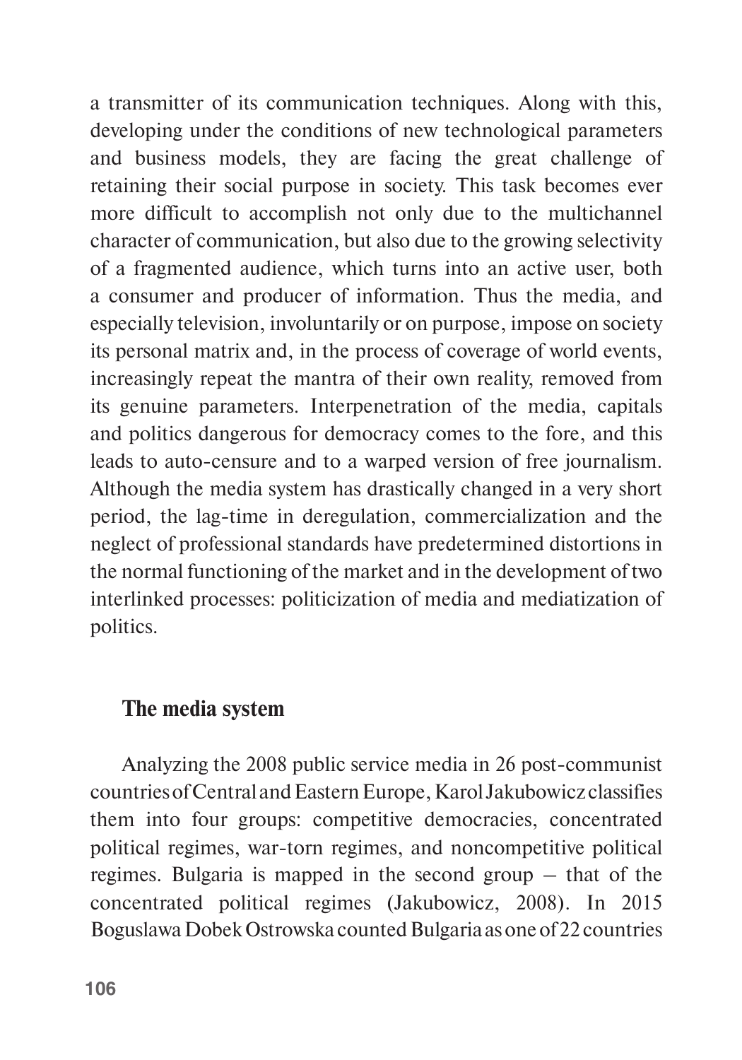a transmitter of its communication techniques. Along with this, developing under the conditions of new technological parameters and business models, they are facing the great challenge of retaining their social purpose in society. This task becomes ever more difficult to accomplish not only due to the multichannel character of communication, but also due to the growing selectivity of a fragmented audience, which turns into an active user, both a consumer and producer of information. Thus the media, and especially television, involuntarily or on purpose, impose on society its personal matrix and, in the process of coverage of world events, increasingly repeat the mantra of their own reality, removed from its genuine parameters. Interpenetration of the media, capitals and politics dangerous for democracy comes to the fore, and this leads to auto-censure and to a warped version of free journalism. Although the media system has drastically changed in a very short period, the lag-time in deregulation, commercialization and the neglect of professional standards have predetermined distortions in the normal functioning of the market and in the development of two interlinked processes: politicization of media and mediatization of politics.

## The media system

Analyzing the 2008 public service media in 26 post-communist countries of Central and Eastern Europe, Karol Jakubowicz classifies them into four groups: competitive democracies, concentrated political regimes, war-torn regimes, and noncompetitive political regimes. Bulgaria is mapped in the second group – that of the concentrated political regimes (Jakubowicz, 2008). In 2015 Boguslawa Dobek Ostrowska counted Bulgaria as one of 22 countries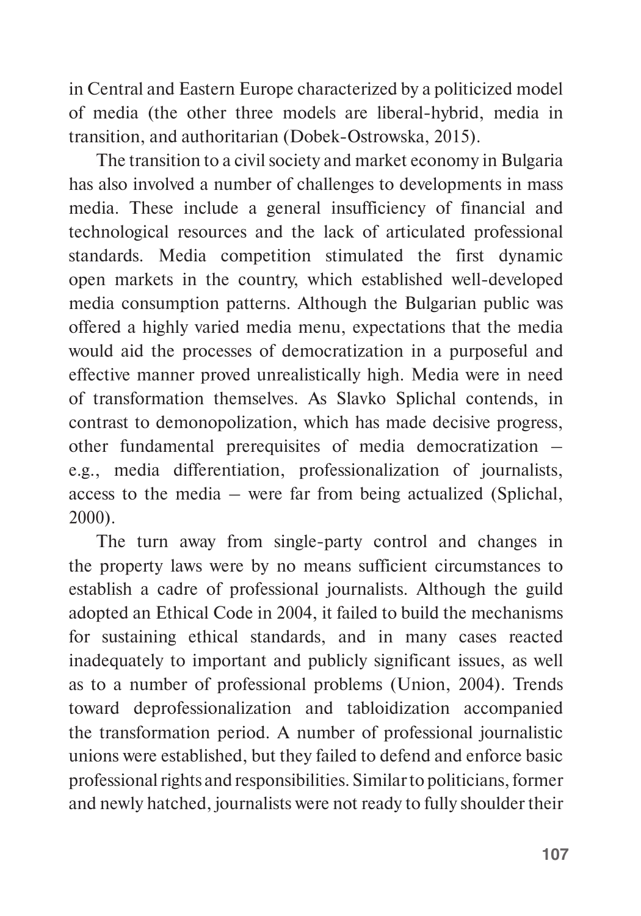in Central and Eastern Europe characterized by a politicized model of media (the other three models are liberal-hybrid, media in transition, and authoritarian (Dobek-Ostrowska, 2015).

The transition to a civil society and market economy in Bulgaria has also involved a number of challenges to developments in mass media. These include a general insufficiency of financial and technological resources and the lack of articulated professional standards. Media competition stimulated the first dynamic open markets in the country, which established well-developed media consumption patterns. Although the Bulgarian public was offered a highly varied media menu, expectations that the media would aid the processes of democratization in a purposeful and effective manner proved unrealistically high. Media were in need of transformation themselves. As Slavko Splichal contends, in contrast to demonopolization, which has made decisive progress, other fundamental prerequisites of media democratization – e.g., media differentiation, professionalization of journalists, access to the media – were far from being actualized (Splichal, 2000).

The turn away from single-party control and changes in the property laws were by no means sufficient circumstances to establish a cadre of professional journalists. Although the guild adopted an Ethical Code in 2004, it failed to build the mechanisms for sustaining ethical standards, and in many cases reacted inadequately to important and publicly significant issues, as well as to a number of professional problems (Union, 2004). Trends toward deprofessionalization and tabloidization accompanied the transformation period. A number of professional journalistic unions were established, but they failed to defend and enforce basic professional rights and responsibilities. Similar to politicians, former and newly hatched, journalists were not ready to fully shoulder their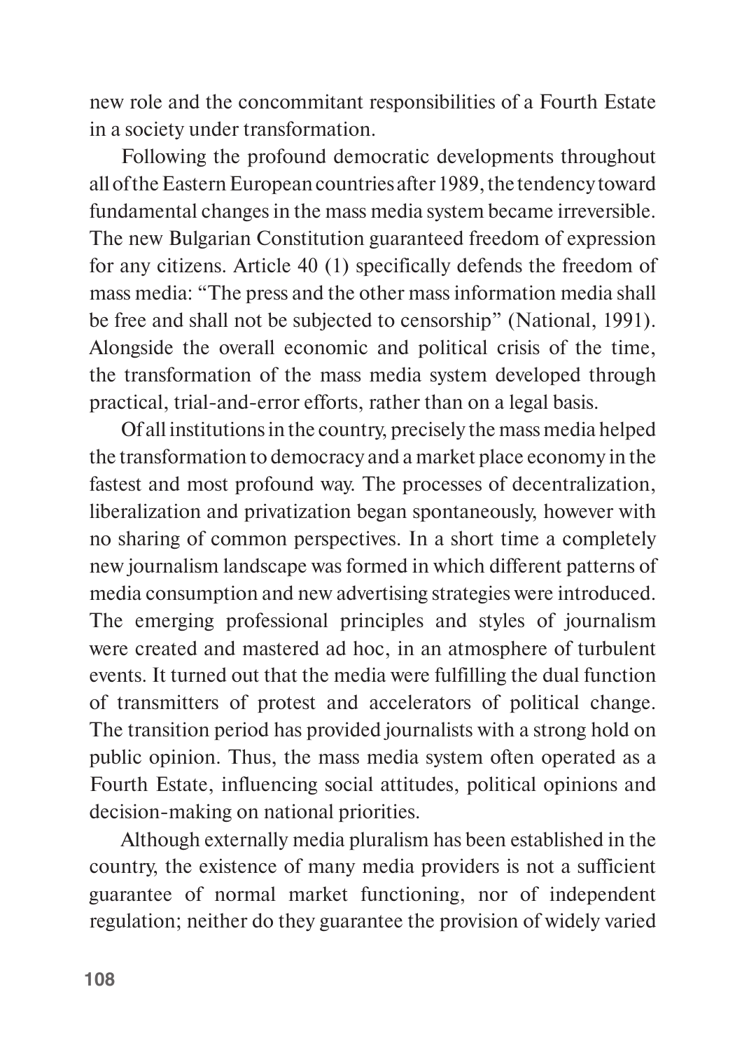new role and the concommitant responsibilities of a Fourth Estate in a society under transformation.

Following the profound democratic developments throughout all of the Eastern European countries after 1989, the tendency toward fundamental changes in the mass media system became irreversible. The new Bulgarian Constitution guaranteed freedom of expression for any citizens. Article 40 (1) specifically defends the freedom of mass media: "The press and the other mass information media shall be free and shall not be subjected to censorship" (National, 1991). Alongside the overall economic and political crisis of the time, the transformation of the mass media system developed through practical, trial-and-error efforts, rather than on a legal basis.

Of all institutions in the country, precisely the mass media helped the transformation to democracy and a market place economy in the fastest and most profound way. The processes of decentralization, liberalization and privatization began spontaneously, however with no sharing of common perspectives. In a short time a completely new journalism landscape was formed in which different patterns of media consumption and new advertising strategies were introduced. The emerging professional principles and styles of journalism were created and mastered ad hoc, in an atmosphere of turbulent events. It turned out that the media were fulfilling the dual function of transmitters of protest and accelerators of political change. The transition period has provided journalists with a strong hold on public opinion. Thus, the mass media system often operated as a Fourth Estate, influencing social attitudes, political opinions and decision-making on national priorities.

Although externally media pluralism has been established in the country, the existence of many media providers is not a sufficient guarantee of normal market functioning, nor of independent regulation; neither do they guarantee the provision of widely varied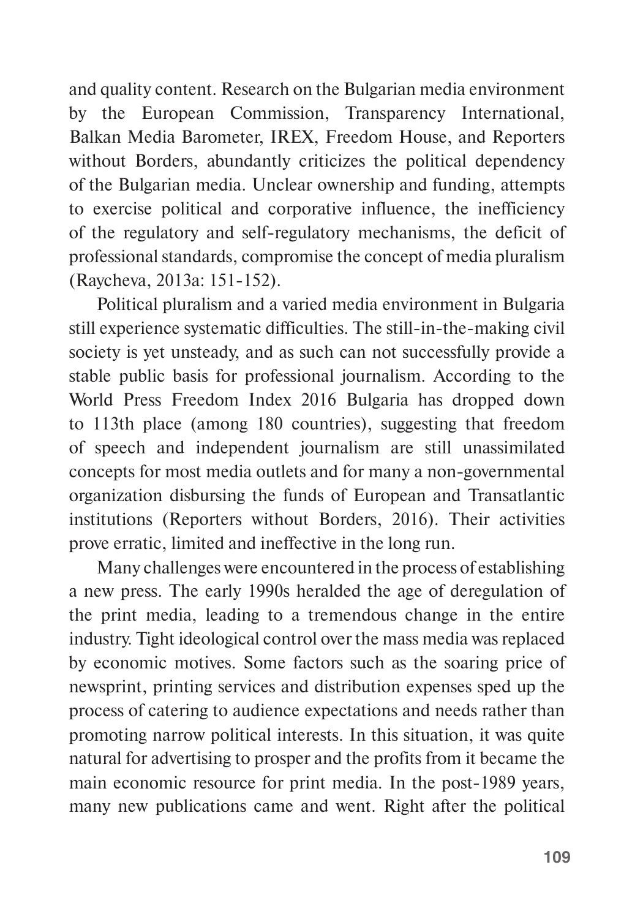and quality content. Research on the Bulgarian media environment by the European Commission, Transparency International, Balkan Media Barometer, IREX, Freedom House, and Reporters without Borders, abundantly criticizes the political dependency of the Bulgarian media. Unclear ownership and funding, attempts to exercise political and corporative influence, the inefficiency of the regulatory and self-regulatory mechanisms, the deficit of professional standards, compromise the concept of media pluralism (Raycheva, 2013a: 151-152).

Political pluralism and a varied media environment in Bulgaria still experience systematic difficulties. The still-in-the-making civil society is yet unsteady, and as such can not successfully provide a stable public basis for professional journalism. According to the World Press Freedom Index 2016 Bulgaria has dropped down to 113th place (among 180 countries), suggesting that freedom of speech and independent journalism are still unassimilated concepts for most media outlets and for many a non-governmental organization disbursing the funds of European and Transatlantic institutions (Reporters without Borders, 2016). Their activities prove erratic, limited and ineffective in the long run.

Many challenges were encountered in the process of establishing a new press. The early 1990s heralded the age of deregulation of the print media, leading to a tremendous change in the entire industry. Tight ideological control over the mass media was replaced by economic motives. Some factors such as the soaring price of newsprint, printing services and distribution expenses sped up the process of catering to audience expectations and needs rather than promoting narrow political interests. In this situation, it was quite natural for advertising to prosper and the profits from it became the main economic resource for print media. In the post-1989 years, many new publications came and went. Right after the political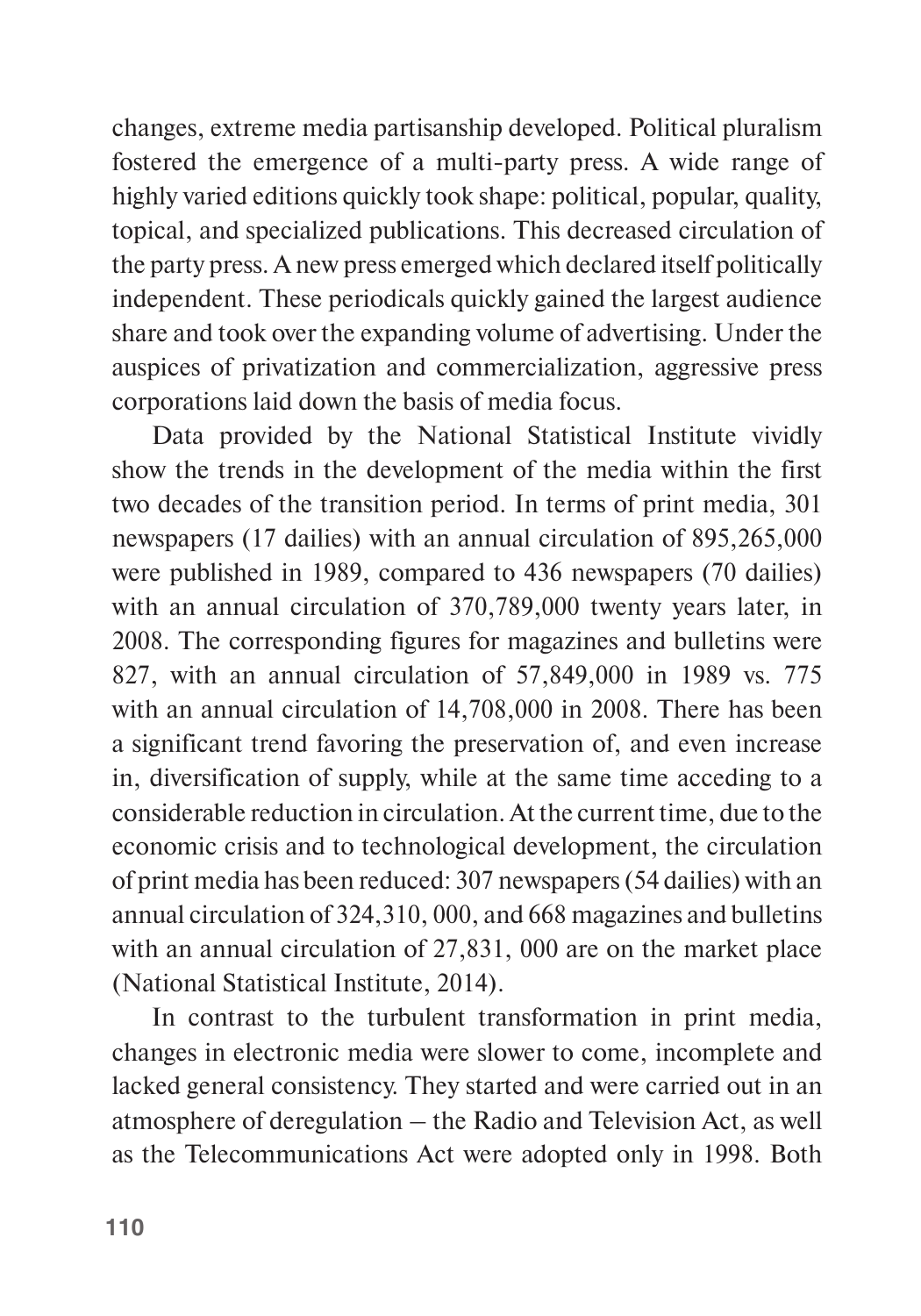changes, extreme media partisanship developed. Political pluralism fostered the emergence of a multi-party press. A wide range of highly varied editions quickly took shape: political, popular, quality, topical, and specialized publications. This decreased circulation of the party press. A new press emerged which declared itself politically independent. These periodicals quickly gained the largest audience share and took over the expanding volume of advertising. Under the auspices of privatization and commercialization, aggressive press corporations laid down the basis of media focus.

Data provided by the National Statistical Institute vividly show the trends in the development of the media within the first two decades of the transition period. In terms of print media, 301 newspapers (17 dailies) with an annual circulation of 895,265,000 were published in 1989, compared to 436 newspapers (70 dailies) with an annual circulation of 370,789,000 twenty years later, in 2008. The corresponding figures for magazines and bulletins were 827, with an annual circulation of 57,849,000 in 1989 vs. 775 with an annual circulation of 14,708,000 in 2008. There has been a significant trend favoring the preservation of, and even increase in, diversification of supply, while at the same time acceding to a considerable reduction in circulation. At the current time, due to the economic crisis and to technological development, the circulation of print media has been reduced: 307 newspapers (54 dailies) with an annual circulation of 324,310, 000, and 668 magazines and bulletins with an annual circulation of 27,831, 000 are on the market place (National Statistical Institute, 2014).

In contrast to the turbulent transformation in print media, changes in electronic media were slower to come, incomplete and lacked general consistency. They started and were carried out in an atmosphere of deregulation – the Radio and Television Act, as well as the Telecommunications Act were adopted only in 1998. Both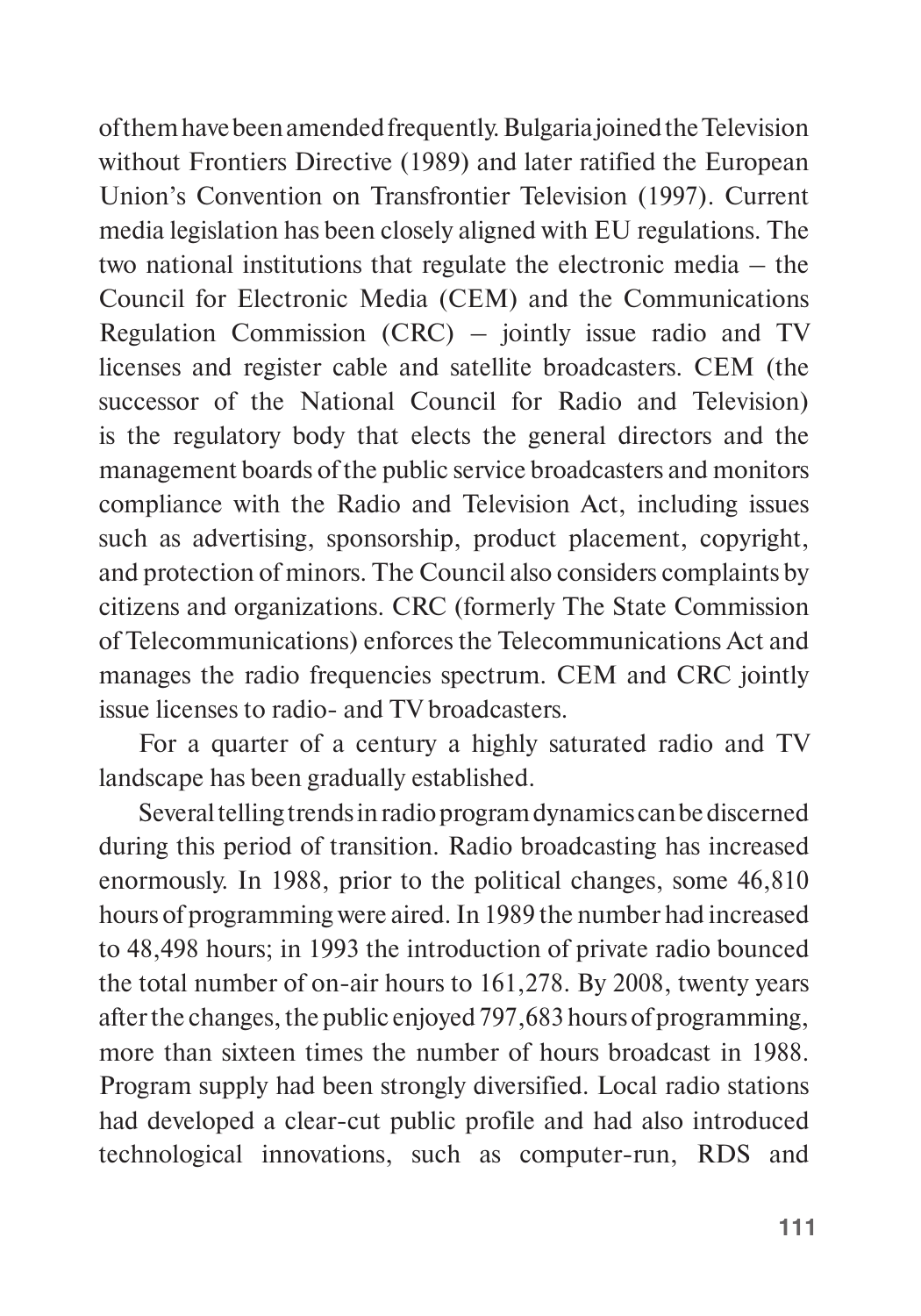of them have been amended frequently. Bulgaria joined the Television without Frontiers Directive (1989) and later ratified the European Union's Convention on Transfrontier Television (1997). Current media legislation has been closely aligned with EU regulations. The two national institutions that regulate the electronic media – the Council for Electronic Media (CEM) and the Communications Regulation Commission (CRC) – jointly issue radio and TV licenses and register cable and satellite broadcasters. CEM (the successor of the National Council for Radio and Television) is the regulatory body that elects the general directors and the management boards of the public service broadcasters and monitors compliance with the Radio and Television Act, including issues such as advertising, sponsorship, product placement, copyright, and protection of minors. The Council also considers complaints by citizens and organizations. CRC (formerly The State Commission of Telecommunications) enforces the Telecommunications Act and manages the radio frequencies spectrum. CEM and CRC jointly issue licenses to radio- and TV broadcasters.

For a quarter of a century a highly saturated radio and TV landscape has been gradually established.

Several telling trends in radio program dynamics can be discerned during this period of transition. Radio broadcasting has increased enormously. In 1988, prior to the political changes, some 46,810 hours of programming were aired. In 1989 the number had increased to 48,498 hours; in 1993 the introduction of private radio bounced the total number of on-air hours to 161,278. By 2008, twenty years after the changes, the public enjoyed 797,683 hours of programming, more than sixteen times the number of hours broadcast in 1988. Program supply had been strongly diversified. Local radio stations had developed a clear-cut public profile and had also introduced technological innovations, such as computer-run, RDS and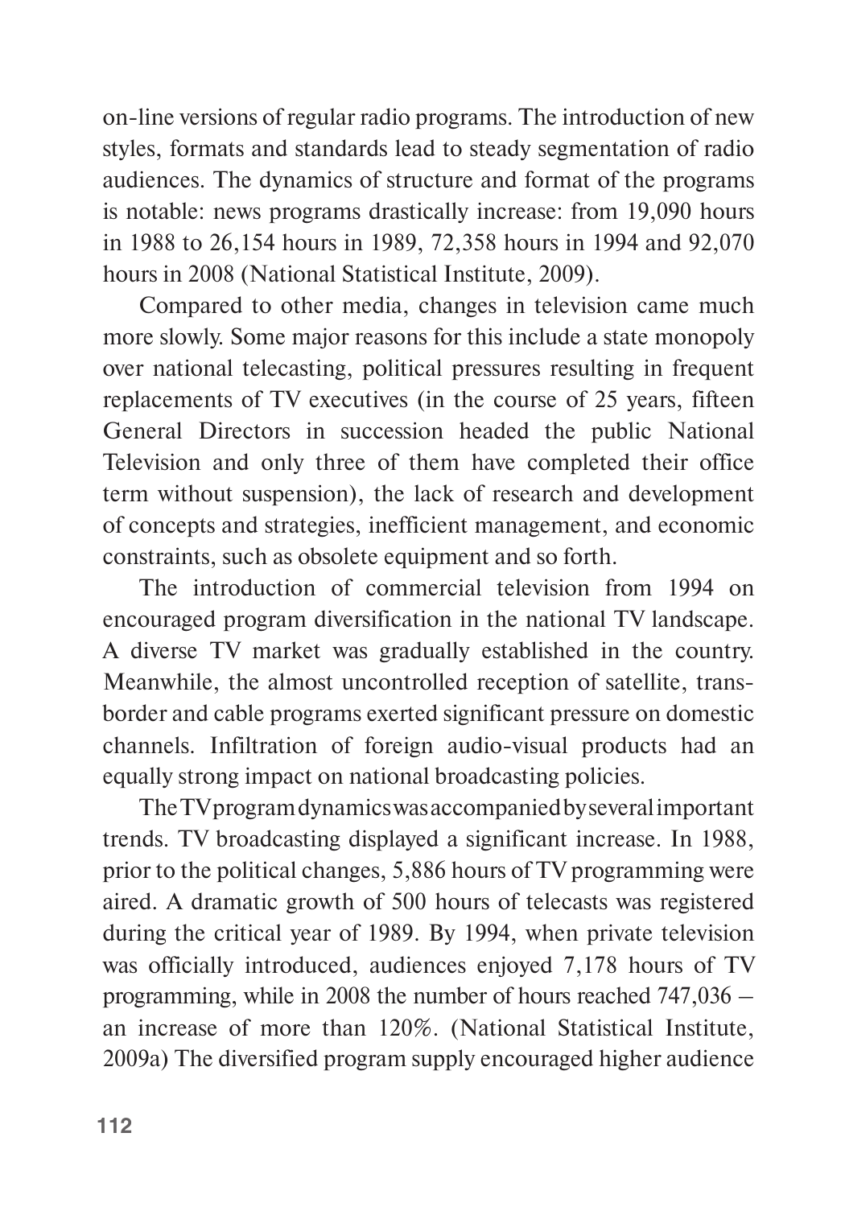on-line versions of regular radio programs. The introduction of new styles, formats and standards lead to steady segmentation of radio audiences. The dynamics of structure and format of the programs is notable: news programs drastically increase: from 19,090 hours in 1988 to 26,154 hours in 1989, 72,358 hours in 1994 and 92,070 hours in 2008 (National Statistical Institute, 2009).

Compared to other media, changes in television came much more slowly. Some major reasons for this include a state monopoly over national telecasting, political pressures resulting in frequent replacements of TV executives (in the course of 25 years, fifteen General Directors in succession headed the public National Television and only three of them have completed their office term without suspension), the lack of research and development of concepts and strategies, inefficient management, and economic constraints, such as obsolete equipment and so forth.

The introduction of commercial television from 1994 on encouraged program diversification in the national TV landscape. A diverse TV market was gradually established in the country. Meanwhile, the almost uncontrolled reception of satellite, trans-border and cable programs exerted significant pressure on domestic channels. Infiltration of foreign audio-visual products had an equally strong impact on national broadcasting policies.

The TV program dynamics was accompanied by several important trends. TV broadcasting displayed a significant increase. In 1988, prior to the political changes, 5,886 hours of TV programming were aired. A dramatic growth of 500 hours of telecasts was registered during the critical year of 1989. By 1994, when private television was officially introduced, audiences enjoyed 7,178 hours of TV programming, while in 2008 the number of hours reached 747,036 – an increase of more than 120%. (National Statistical Institute, 2009a) The diversified program supply encouraged higher audience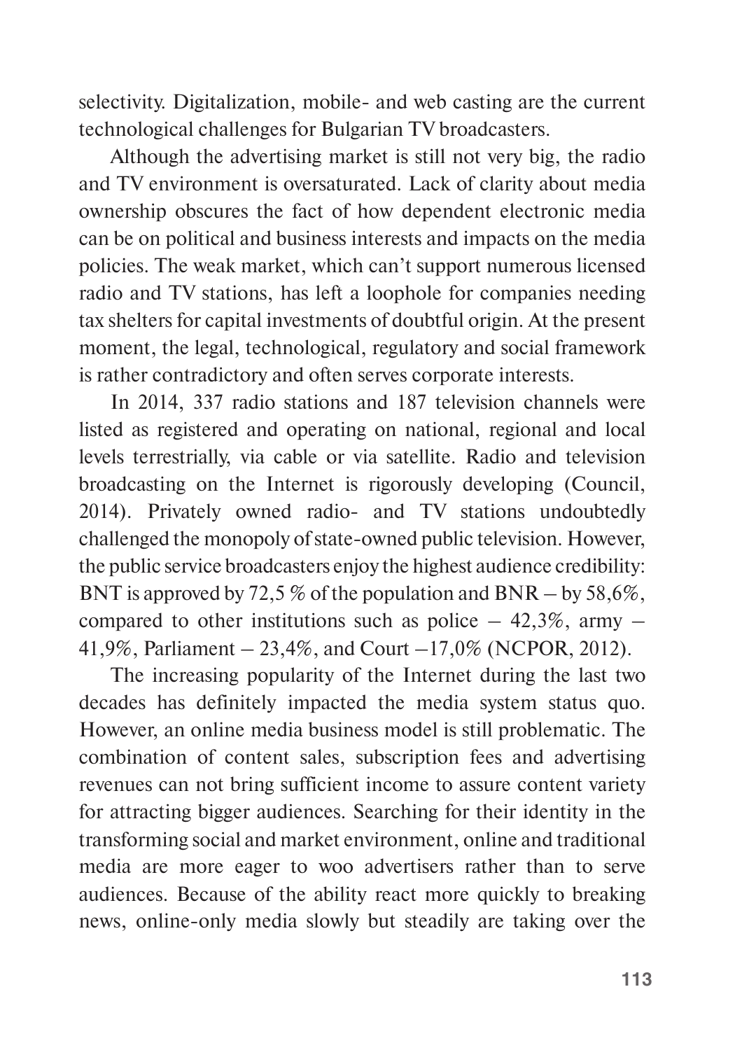selectivity. Digitalization, mobile- and web casting are the current technological challenges for Bulgarian TV broadcasters.

Although the advertising market is still not very big, the radio and TV environment is oversaturated. Lack of clarity about media ownership obscures the fact of how dependent electronic media can be on political and business interests and impacts on the media policies. The weak market, which can't support numerous licensed radio and TV stations, has left a loophole for companies needing tax shelters for capital investments of doubtful origin. At the present moment, the legal, technological, regulatory and social framework is rather contradictory and often serves corporate interests.

In 2014, 337 radio stations and 187 television channels were listed as registered and operating on national, regional and local levels terrestrially, via cable or via satellite. Radio and television broadcasting on the Internet is rigorously developing (Council, 2014). Privately owned radio- and TV stations undoubtedly challenged the monopoly of state-owned public television. However, the public service broadcasters enjoy the highest audience credibility: BNT is approved by 72,5 % of the population and BNR – by 58,6%, compared to other institutions such as police – 42,3%, army – 41,9%, Parliament – 23,4%, and Court –17,0% (NCPOR, 2012).

The increasing popularity of the Internet during the last two decades has definitely impacted the media system status quo. However, an online media business model is still problematic. The combination of content sales, subscription fees and advertising revenues can not bring sufficient income to assure content variety for attracting bigger audiences. Searching for their identity in the transforming social and market environment, online and traditional media are more eager to woo advertisers rather than to serve audiences. Because of the ability react more quickly to breaking news, online-only media slowly but steadily are taking over the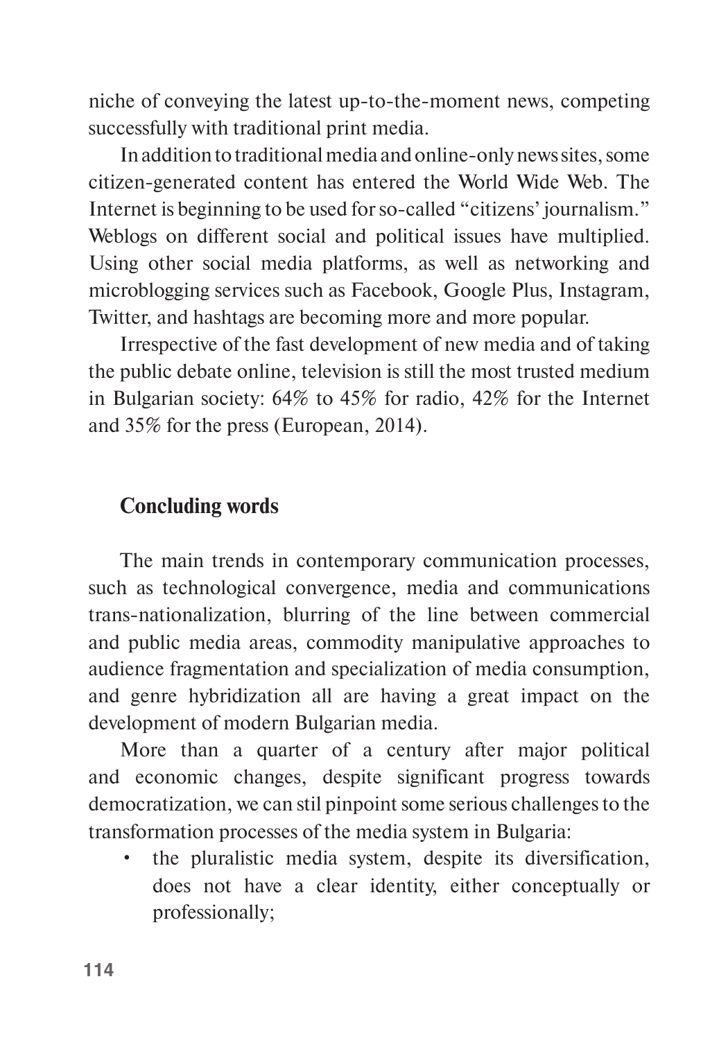niche of conveying the latest up-to-the-moment news, competing successfully with traditional print media.

In addition to traditional media and online-only news sites, some citizen-generated content has entered the World Wide Web. The Internet is beginning to be used for so-called "citizens' journalism." Weblogs on different social and political issues have multiplied. Using other social media platforms, as well as networking and microblogging services such as Facebook, Google Plus, Instagram, Twitter, and hashtags are becoming more and more popular.

Irrespective of the fast development of new media and of taking the public debate online, television is still the most trusted medium in Bulgarian society: 64% to 45% for radio, 42% for the Internet and 35% for the press (European, 2014).

## Concluding words

The main trends in contemporary communication processes, such as technological convergence, media and communications trans-nationalization, blurring of the line between commercial and public media areas, commodity manipulative approaches to audience fragmentation and specialization of media consumption, and genre hybridization all are having a great impact on the development of modern Bulgarian media.

More than a quarter of a century after major political and economic changes, despite significant progress towards democratization, we can stil pinpoint some serious challenges to the transformation processes of the media system in Bulgaria:

- the pluralistic media system, despite its diversification, does not have a clear identity, either conceptually or professionally;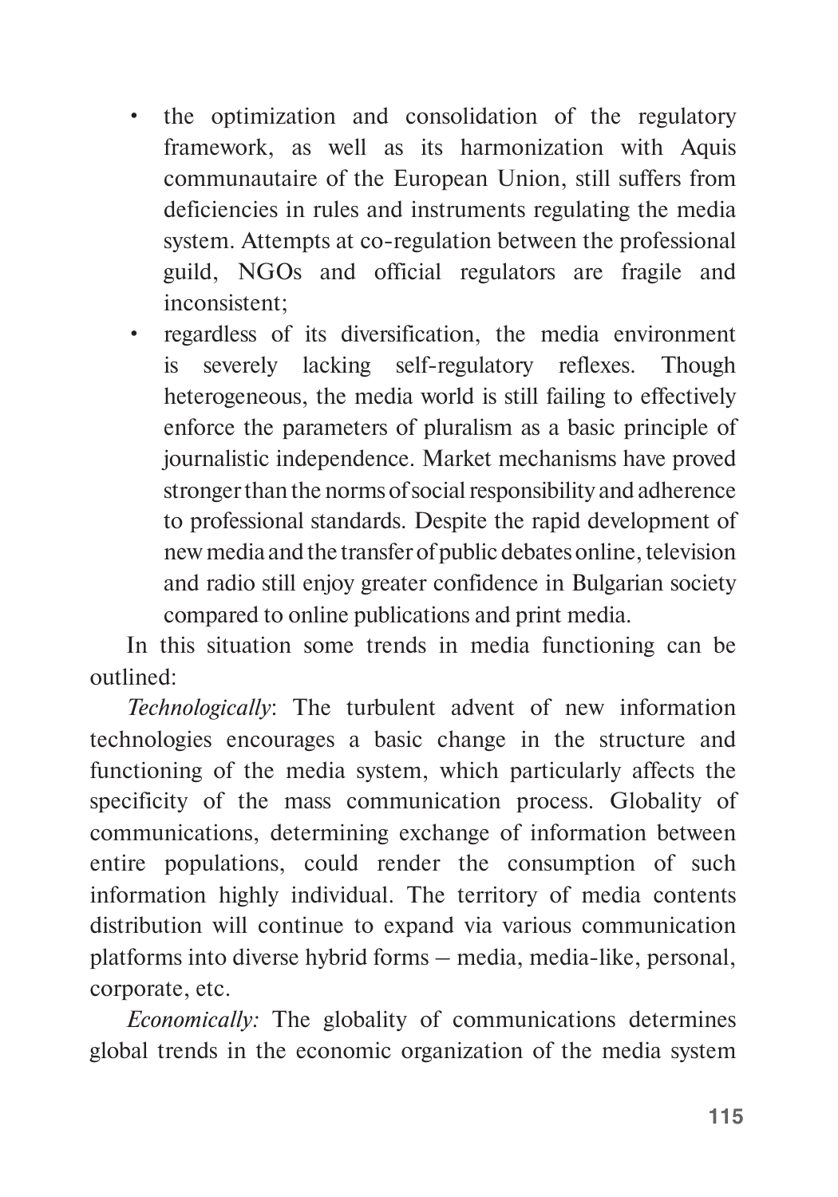- the optimization and consolidation of the regulatory framework, as well as its harmonization with Aquis communautaire of the European Union, still suffers from deficiencies in rules and instruments regulating the media system. Attempts at co-regulation between the professional guild, NGOs and official regulators are fragile and inconsistent;
- regardless of its diversification, the media environment is severely lacking self-regulatory reflexes. Though heterogeneous, the media world is still failing to effectively enforce the parameters of pluralism as a basic principle of journalistic independence. Market mechanisms have proved stronger than the norms of social responsibility and adherence to professional standards. Despite the rapid development of new media and the transfer of public debates online, television and radio still enjoy greater confidence in Bulgarian society compared to online publications and print media.

In this situation some trends in media functioning can be outlined:

*Technologically*: The turbulent advent of new information technologies encourages a basic change in the structure and functioning of the media system, which particularly affects the specificity of the mass communication process. Globality of communications, determining exchange of information between entire populations, could render the consumption of such information highly individual. The territory of media contents distribution will continue to expand via various communication platforms into diverse hybrid forms – media, media-like, personal, corporate, etc.

*Economically:* The globality of communications determines global trends in the economic organization of the media system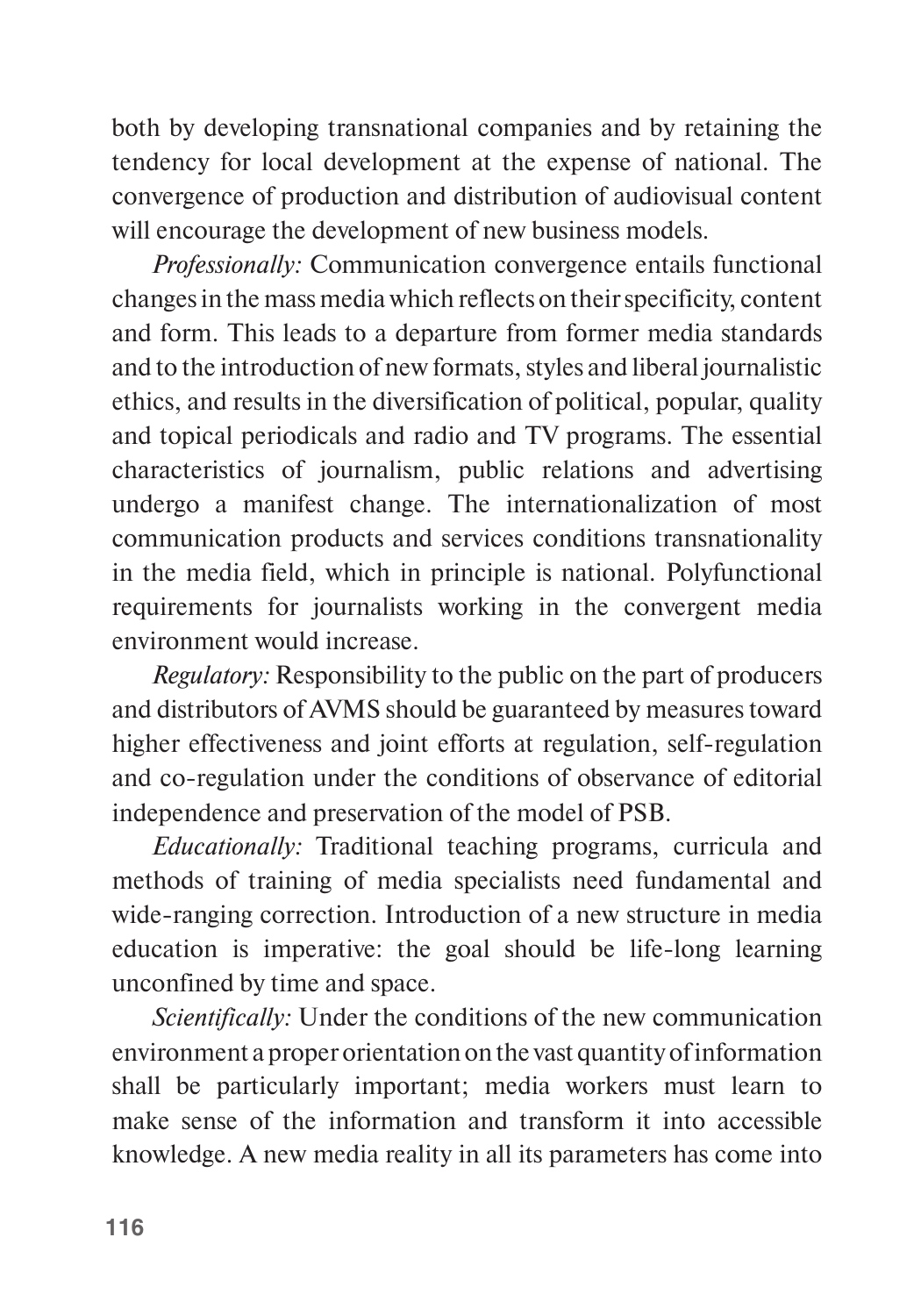both by developing transnational companies and by retaining the tendency for local development at the expense of national. The convergence of production and distribution of audiovisual content will encourage the development of new business models.

*Professionally:* Communication convergence entails functional changes in the mass media which reflects on their specificity, content and form. This leads to a departure from former media standards and to the introduction of new formats, styles and liberal journalistic ethics, and results in the diversification of political, popular, quality and topical periodicals and radio and TV programs. The essential characteristics of journalism, public relations and advertising undergo a manifest change. The internationalization of most communication products and services conditions transnationality in the media field, which in principle is national. Polyfunctional requirements for journalists working in the convergent media environment would increase.

*Regulatory:* Responsibility to the public on the part of producers and distributors of AVMS should be guaranteed by measures toward higher effectiveness and joint efforts at regulation, self-regulation and co-regulation under the conditions of observance of editorial independence and preservation of the model of PSB.

*Educationally:* Traditional teaching programs, curricula and methods of training of media specialists need fundamental and wide-ranging correction. Introduction of a new structure in media education is imperative: the goal should be life-long learning unconfined by time and space.

*Scientifically:* Under the conditions of the new communication environment a proper orientation on the vast quantity of information shall be particularly important; media workers must learn to make sense of the information and transform it into accessible knowledge. A new media reality in all its parameters has come into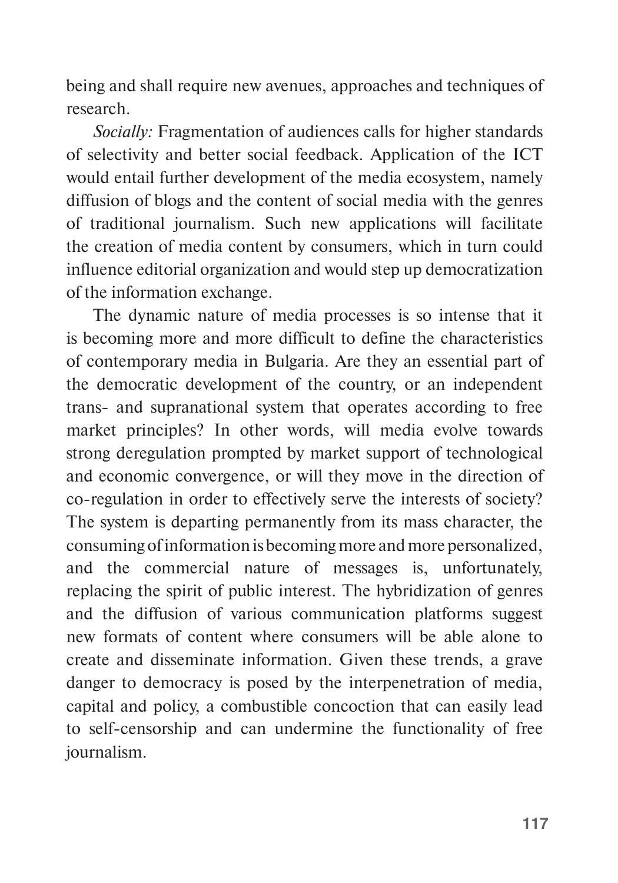being and shall require new avenues, approaches and techniques of research.

*Socially:* Fragmentation of audiences calls for higher standards of selectivity and better social feedback. Application of the ICT would entail further development of the media ecosystem, namely diffusion of blogs and the content of social media with the genres of traditional journalism. Such new applications will facilitate the creation of media content by consumers, which in turn could influence editorial organization and would step up democratization of the information exchange.

The dynamic nature of media processes is so intense that it is becoming more and more difficult to define the characteristics of contemporary media in Bulgaria. Are they an essential part of the democratic development of the country, or an independent trans- and supranational system that operates according to free market principles? In other words, will media evolve towards strong deregulation prompted by market support of technological and economic convergence, or will they move in the direction of co-regulation in order to effectively serve the interests of society? The system is departing permanently from its mass character, the consuming of information is becoming more and more personalized, and the commercial nature of messages is, unfortunately, replacing the spirit of public interest. The hybridization of genres and the diffusion of various communication platforms suggest new formats of content where consumers will be able alone to create and disseminate information. Given these trends, a grave danger to democracy is posed by the interpenetration of media, capital and policy, a combustible concoction that can easily lead to self-censorship and can undermine the functionality of free journalism.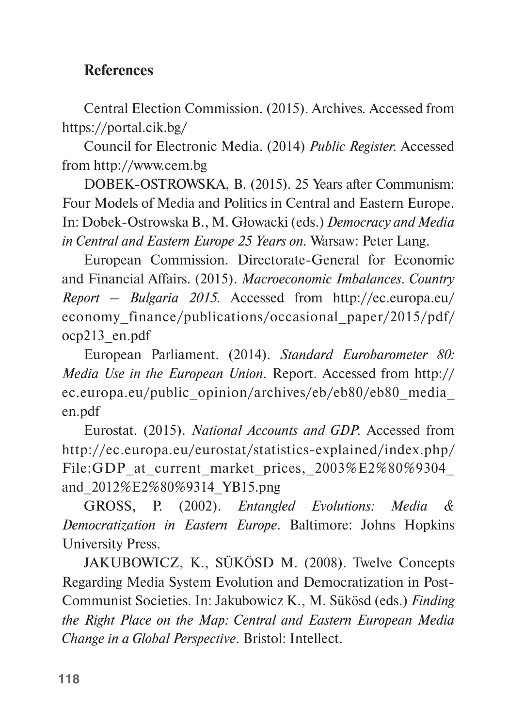## References

Central Election Commission. (2015). Archives. Accessed from https://portal.cik.bg/

Council for Electronic Media. (2014) *Public Register*. Accessed from http://www.cem.bg

DOBEK-OSTROWSKA, B. (2015). 25 Years after Communism: Four Models of Media and Politics in Central and Eastern Europe. In: Dobek-Ostrowska B., M. Głowacki (eds.) *Democracy and Media in Central and Eastern Europe 25 Years on*. Warsaw: Peter Lang.

European Commission. Directorate-General for Economic and Financial Affairs. (2015). *Macroeconomic Imbalances. Country Report – Bulgaria 2015*. Accessed from http://ec.europa.eu/economy_finance/publications/occasional_paper/2015/pdf/ocp213_en.pdf

European Parliament. (2014). *Standard Eurobarometer 80: Media Use in the European Union*. Report. Accessed from http://ec.europa.eu/public_opinion/archives/eb/eb80/eb80_media_en.pdf

Eurostat. (2015). *National Accounts and GDP*. Accessed from http://ec.europa.eu/eurostat/statistics-explained/index.php/File:GDP_at_current_market_prices,_2003%E2%80%9304_and_2012%E2%80%9314_YB15.png

GROSS, P. (2002). *Entangled Evolutions: Media & Democratization in Eastern Europe*. Baltimore: Johns Hopkins University Press.

JAKUBOWICZ, K., SÜKÖSD M. (2008). Twelve Concepts Regarding Media System Evolution and Democratization in Post-Communist Societies. In: Jakubowicz K., M. Sükösd (eds.) *Finding the Right Place on the Map: Central and Eastern European Media Change in a Global Perspective*. Bristol: Intellect.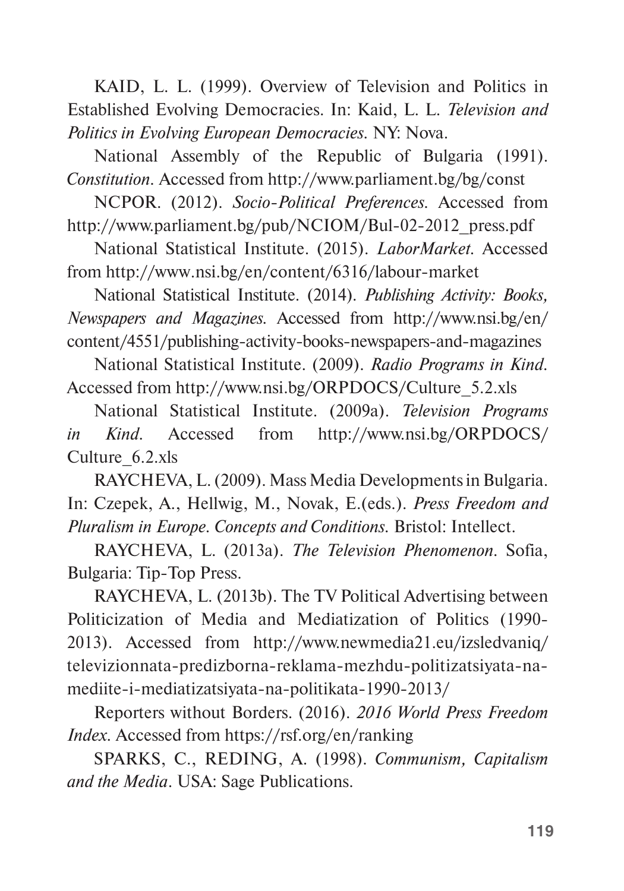KAID, L. L. (1999). Overview of Television and Politics in Established Evolving Democracies. In: Kaid, L. L. *Television and Politics in Evolving European Democracies*. NY: Nova.

National Assembly of the Republic of Bulgaria (1991). *Constitution*. Accessed from http://www.parliament.bg/bg/const

NCPOR. (2012). *Socio-Political Preferences*. Accessed from http://www.parliament.bg/pub/NCIOM/Bul-02-2012_press.pdf

National Statistical Institute. (2015). *LaborMarket*. Accessed from http://www.nsi.bg/en/content/6316/labour-market

National Statistical Institute. (2014). *Publishing Activity: Books, Newspapers and Magazines*. Accessed from http://www.nsi.bg/en/content/4551/publishing-activity-books-newspapers-and-magazines

National Statistical Institute. (2009). *Radio Programs in Kind*. Accessed from http://www.nsi.bg/ORPDOCS/Culture_5.2.xls

National Statistical Institute. (2009a). *Television Programs in Kind*. Accessed from http://www.nsi.bg/ORPDOCS/Culture_6.2.xls

RAYCHEVA, L. (2009). Mass Media Developments in Bulgaria. In: Czepek, A., Hellwig, M., Novak, E.(eds.). *Press Freedom and Pluralism in Europe. Concepts and Conditions*. Bristol: Intellect.

RAYCHEVA, L. (2013a). *The Television Phenomenon*. Sofia, Bulgaria: Tip-Top Press.

RAYCHEVA, L. (2013b). The TV Political Advertising between Politicization of Media and Mediatization of Politics (1990-2013). Accessed from http://www.newmedia21.eu/izsledvaniq/televizionnata-predizborna-reklama-mezhdu-politizatsiyata-na-mediite-i-mediatizatsiyata-na-politikata-1990-2013/

Reporters without Borders. (2016). *2016 World Press Freedom Index*. Accessed from https://rsf.org/en/ranking

SPARKS, C., REDING, A. (1998). *Communism, Capitalism and the Media*. USA: Sage Publications.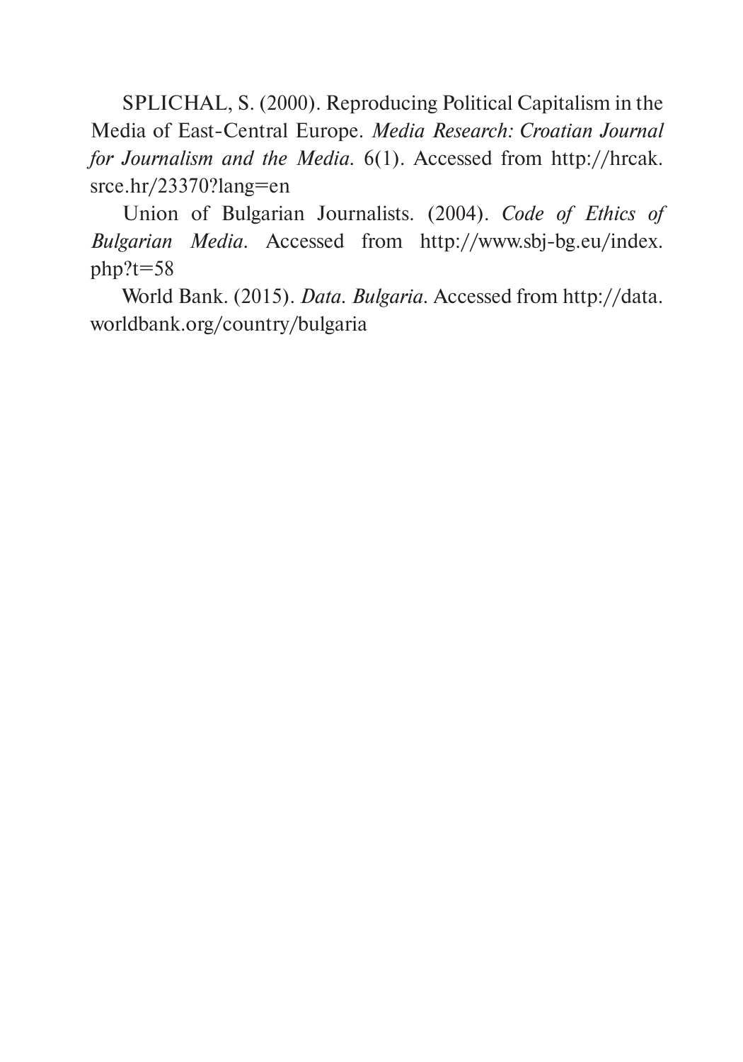SPLICHAL, S. (2000). Reproducing Political Capitalism in the Media of East-Central Europe. *Media Research: Croatian Journal for Journalism and the Media*. 6(1). Accessed from http://hrcak.srce.hr/23370?lang=en

Union of Bulgarian Journalists. (2004). *Code of Ethics of Bulgarian Media*. Accessed from http://www.sbj-bg.eu/index.php?t=58

World Bank. (2015). *Data. Bulgaria*. Accessed from http://data.worldbank.org/country/bulgaria